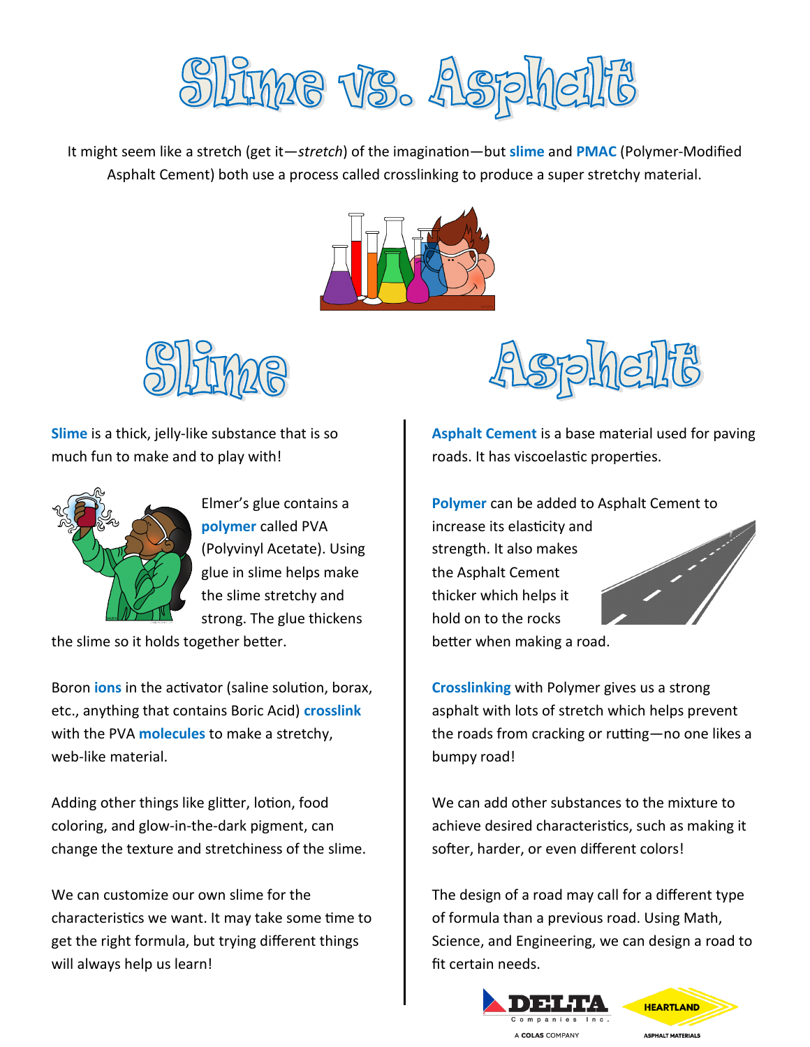# Slime vs. Asphalt

It might seem like a stretch (get it—*stretch*) of the imagination—but **slime** and **PMAC** (Polymer-Modified Asphalt Cement) both use a process called crosslinking to produce a super stretchy material.

## Slime

**Slime** is a thick, jelly-like substance that is so much fun to make and to play with!

Elmer's glue contains a **polymer** called PVA (Polyvinyl Acetate). Using glue in slime helps make the slime stretchy and strong. The glue thickens the slime so it holds together better.

Boron **ions** in the activator (saline solution, borax, etc., anything that contains Boric Acid) **crosslink** with the PVA **molecules** to make a stretchy, web-like material.

Adding other things like glitter, lotion, food coloring, and glow-in-the-dark pigment, can change the texture and stretchiness of the slime.

We can customize our own slime for the characteristics we want. It may take some time to get the right formula, but trying different things will always help us learn!

## Asphalt

**Asphalt Cement** is a base material used for paving roads. It has viscoelastic properties.

**Polymer** can be added to Asphalt Cement to increase its elasticity and strength. It also makes the Asphalt Cement thicker which helps it hold on to the rocks better when making a road.

**Crosslinking** with Polymer gives us a strong asphalt with lots of stretch which helps prevent the roads from cracking or rutting—no one likes a bumpy road!

We can add other substances to the mixture to achieve desired characteristics, such as making it softer, harder, or even different colors!

The design of a road may call for a different type of formula than a previous road. Using Math, Science, and Engineering, we can design a road to fit certain needs.

DELTA Companies Inc. A COLAS COMPANY

HEARTLAND ASPHALT MATERIALS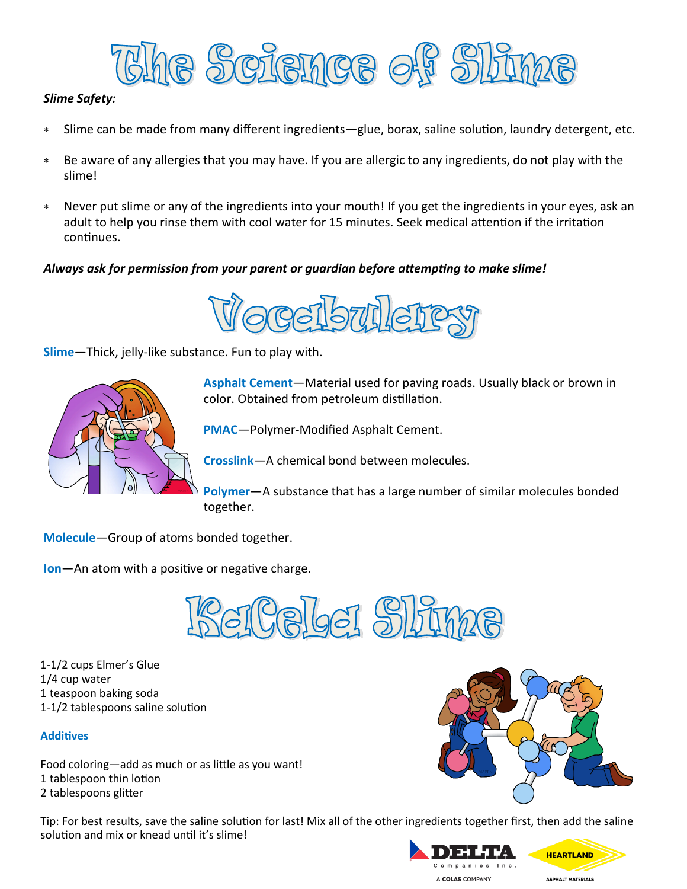# The Science of Slime

***Slime Safety:***

- Slime can be made from many different ingredients—glue, borax, saline solution, laundry detergent, etc.
- Be aware of any allergies that you may have. If you are allergic to any ingredients, do not play with the slime!
- Never put slime or any of the ingredients into your mouth! If you get the ingredients in your eyes, ask an adult to help you rinse them with cool water for 15 minutes. Seek medical attention if the irritation continues.

***Always ask for permission from your parent or guardian before attempting to make slime!***

# Vocabulary

**Slime**—Thick, jelly-like substance. Fun to play with.

**Asphalt Cement**—Material used for paving roads. Usually black or brown in color. Obtained from petroleum distillation.

**PMAC**—Polymer-Modified Asphalt Cement.

**Crosslink**—A chemical bond between molecules.

**Polymer**—A substance that has a large number of similar molecules bonded together.

**Molecule**—Group of atoms bonded together.

**Ion**—An atom with a positive or negative charge.

# KaCeLa Slime

1-1/2 cups Elmer's Glue
1/4 cup water
1 teaspoon baking soda
1-1/2 tablespoons saline solution

**Additives**

Food coloring—add as much or as little as you want!
1 tablespoon thin lotion
2 tablespoons glitter

Tip: For best results, save the saline solution for last! Mix all of the other ingredients together first, then add the saline solution and mix or knead until it's slime!

DELTA Companies Inc. A COLAS COMPANY

HEARTLAND ASPHALT MATERIALS